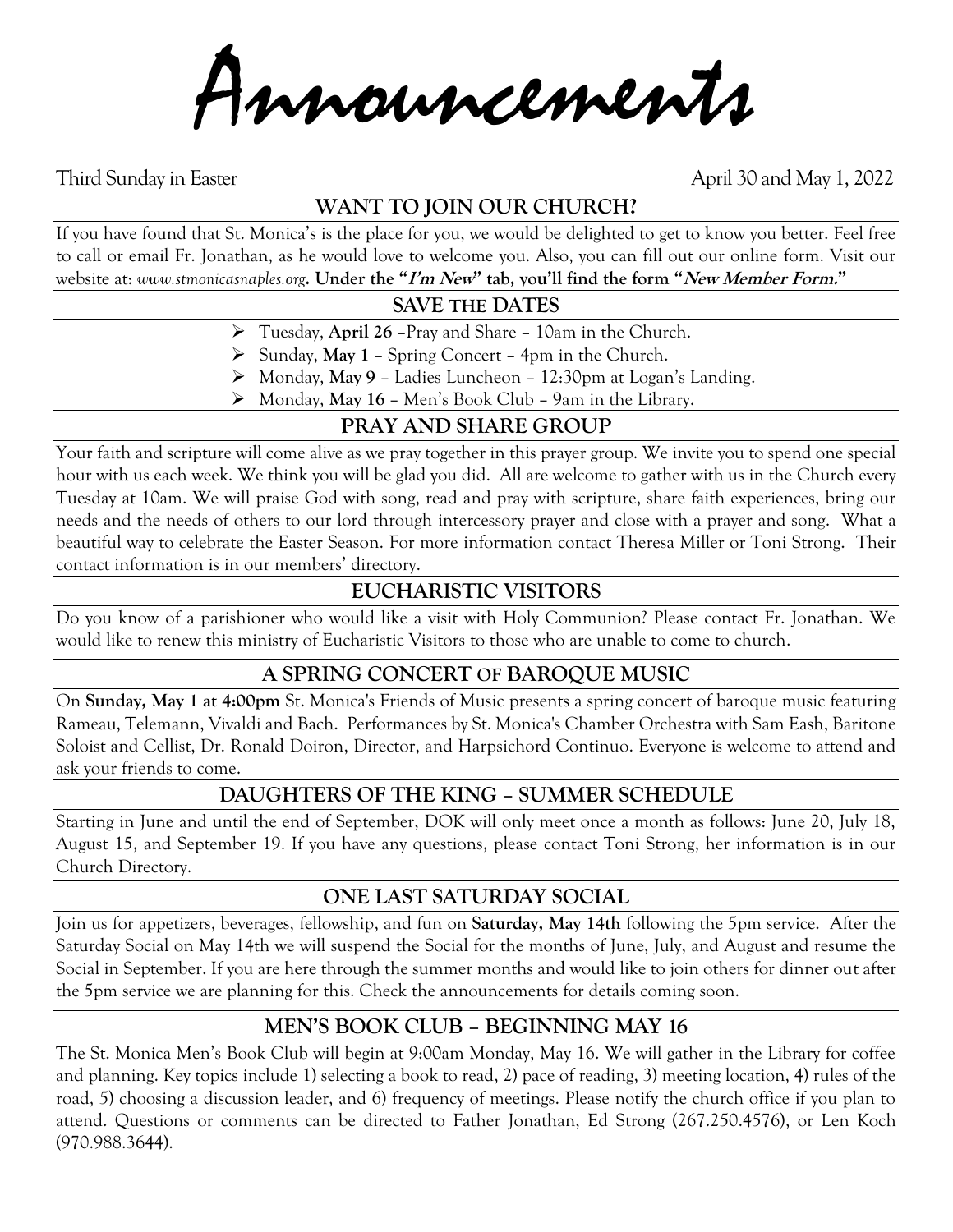# Announcements

Third Sunday in Easter April 30 and May 1, 2022

## WANT TO JOIN OUR CHURCH?

If you have found that St. Monica's is the place for you, we would be delighted to get to know you better. Feel free to call or email Fr. Jonathan, as he would love to welcome you. Also, you can fill out our online form. Visit our website at: *www.stmonicasnaples.org*. **Under the "*I'm New*" tab, you'll find the form "*New Member Form.*"**

## SAVE THE DATES

- Tuesday, **April 26** –Pray and Share – 10am in the Church.
- Sunday, **May 1** – Spring Concert – 4pm in the Church.
- Monday, **May 9** – Ladies Luncheon – 12:30pm at Logan's Landing.
- Monday, **May 16** – Men's Book Club – 9am in the Library.

## PRAY AND SHARE GROUP

Your faith and scripture will come alive as we pray together in this prayer group. We invite you to spend one special hour with us each week. We think you will be glad you did. All are welcome to gather with us in the Church every Tuesday at 10am. We will praise God with song, read and pray with scripture, share faith experiences, bring our needs and the needs of others to our lord through intercessory prayer and close with a prayer and song. What a beautiful way to celebrate the Easter Season. For more information contact Theresa Miller or Toni Strong. Their contact information is in our members' directory.

## EUCHARISTIC VISITORS

Do you know of a parishioner who would like a visit with Holy Communion? Please contact Fr. Jonathan. We would like to renew this ministry of Eucharistic Visitors to those who are unable to come to church.

## A SPRING CONCERT OF BAROQUE MUSIC

On **Sunday, May 1 at 4:00pm** St. Monica's Friends of Music presents a spring concert of baroque music featuring Rameau, Telemann, Vivaldi and Bach. Performances by St. Monica's Chamber Orchestra with Sam Eash, Baritone Soloist and Cellist, Dr. Ronald Doiron, Director, and Harpsichord Continuo. Everyone is welcome to attend and ask your friends to come.

## DAUGHTERS OF THE KING – SUMMER SCHEDULE

Starting in June and until the end of September, DOK will only meet once a month as follows: June 20, July 18, August 15, and September 19. If you have any questions, please contact Toni Strong, her information is in our Church Directory.

## ONE LAST SATURDAY SOCIAL

Join us for appetizers, beverages, fellowship, and fun on **Saturday, May 14th** following the 5pm service. After the Saturday Social on May 14th we will suspend the Social for the months of June, July, and August and resume the Social in September. If you are here through the summer months and would like to join others for dinner out after the 5pm service we are planning for this. Check the announcements for details coming soon.

## MEN'S BOOK CLUB – BEGINNING MAY 16

The St. Monica Men's Book Club will begin at 9:00am Monday, May 16. We will gather in the Library for coffee and planning. Key topics include 1) selecting a book to read, 2) pace of reading, 3) meeting location, 4) rules of the road, 5) choosing a discussion leader, and 6) frequency of meetings. Please notify the church office if you plan to attend. Questions or comments can be directed to Father Jonathan, Ed Strong (267.250.4576), or Len Koch (970.988.3644).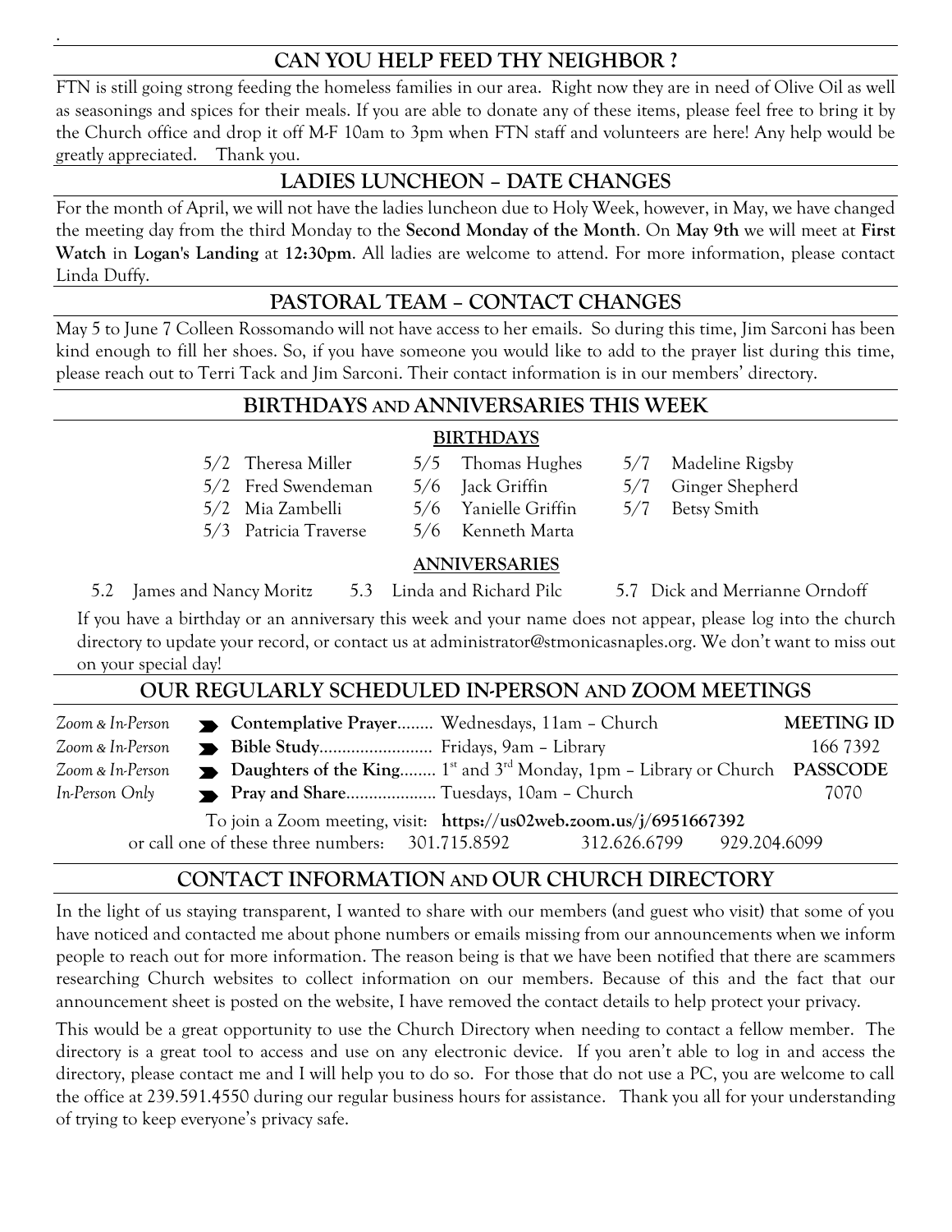## CAN YOU HELP FEED THY NEIGHBOR ?

FTN is still going strong feeding the homeless families in our area. Right now they are in need of Olive Oil as well as seasonings and spices for their meals. If you are able to donate any of these items, please feel free to bring it by the Church office and drop it off M-F 10am to 3pm when FTN staff and volunteers are here! Any help would be greatly appreciated. Thank you.

## LADIES LUNCHEON – DATE CHANGES

For the month of April, we will not have the ladies luncheon due to Holy Week, however, in May, we have changed the meeting day from the third Monday to the **Second Monday of the Month**. On **May 9th** we will meet at **First Watch** in **Logan's Landing** at **12:30pm**. All ladies are welcome to attend. For more information, please contact Linda Duffy.

## PASTORAL TEAM – CONTACT CHANGES

May 5 to June 7 Colleen Rossomando will not have access to her emails. So during this time, Jim Sarconi has been kind enough to fill her shoes. So, if you have someone you would like to add to the prayer list during this time, please reach out to Terri Tack and Jim Sarconi. Their contact information is in our members' directory.

## BIRTHDAYS AND ANNIVERSARIES THIS WEEK

### BIRTHDAYS

- 5/2 Theresa Miller
- 5/2 Fred Swendeman
- 5/2 Mia Zambelli
- 5/3 Patricia Traverse
- 5/5 Thomas Hughes
- 5/6 Jack Griffin
- 5/6 Yanielle Griffin
- 5/6 Kenneth Marta
- 5/7 Madeline Rigsby
- 5/7 Ginger Shepherd
- 5/7 Betsy Smith

### ANNIVERSARIES

- 5.2 James and Nancy Moritz
- 5.3 Linda and Richard Pilc
- 5.7 Dick and Merrianne Orndoff

If you have a birthday or an anniversary this week and your name does not appear, please log into the church directory to update your record, or contact us at administrator@stmonicasnaples.org. We don't want to miss out on your special day!

## OUR REGULARLY SCHEDULED IN-PERSON AND ZOOM MEETINGS

| | | | |
|---|---|---|---|
| *Zoom & In-Person* | **Contemplative Prayer**........ Wednesdays, 11am – Church | | **MEETING ID** |
| *Zoom & In-Person* | **Bible Study**......................... Fridays, 9am – Library | | 166 7392 |
| *Zoom & In-Person* | **Daughters of the King**........ 1st and 3rd Monday, 1pm – Library or Church | | **PASSCODE** |
| *In-Person Only* | **Pray and Share**.................... Tuesdays, 10am – Church | | 7070 |

To join a Zoom meeting, visit: **https://us02web.zoom.us/j/6951667392**
or call one of these three numbers: 301.715.8592 312.626.6799 929.204.6099

## CONTACT INFORMATION AND OUR CHURCH DIRECTORY

In the light of us staying transparent, I wanted to share with our members (and guest who visit) that some of you have noticed and contacted me about phone numbers or emails missing from our announcements when we inform people to reach out for more information. The reason being is that we have been notified that there are scammers researching Church websites to collect information on our members. Because of this and the fact that our announcement sheet is posted on the website, I have removed the contact details to help protect your privacy.

This would be a great opportunity to use the Church Directory when needing to contact a fellow member. The directory is a great tool to access and use on any electronic device. If you aren't able to log in and access the directory, please contact me and I will help you to do so. For those that do not use a PC, you are welcome to call the office at 239.591.4550 during our regular business hours for assistance. Thank you all for your understanding of trying to keep everyone's privacy safe.